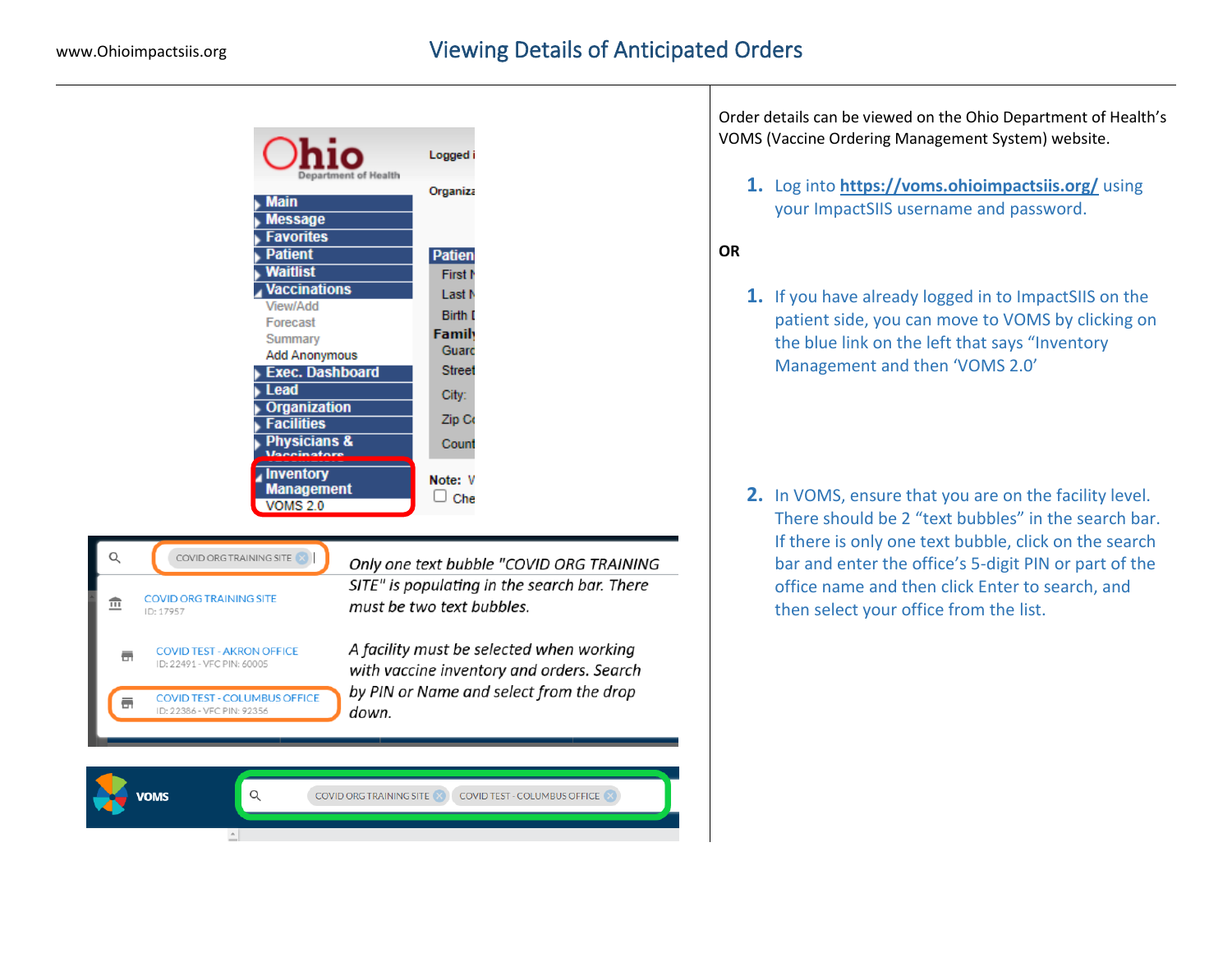# Viewing Details of Anticipated Orders

Order details can be viewed on the Ohio Department of Health's VOMS (Vaccine Ordering Management System) website.

1. Log into **https://voms.ohioimpactsiis.org/** using your ImpactSIIS username and password.

**OR**

1. If you have already logged in to ImpactSIIS on the patient side, you can move to VOMS by clicking on the blue link on the left that says "Inventory Management and then 'VOMS 2.0'

2. In VOMS, ensure that you are on the facility level. There should be 2 "text bubbles" in the search bar. If there is only one text bubble, click on the search bar and enter the office's 5-digit PIN or part of the office name and then click Enter to search, and then select your office from the list.

*Only one text bubble "COVID ORG TRAINING SITE" is populating in the search bar. There must be two text bubbles.*

*A facility must be selected when working with vaccine inventory and orders. Search by PIN or Name and select from the drop down.*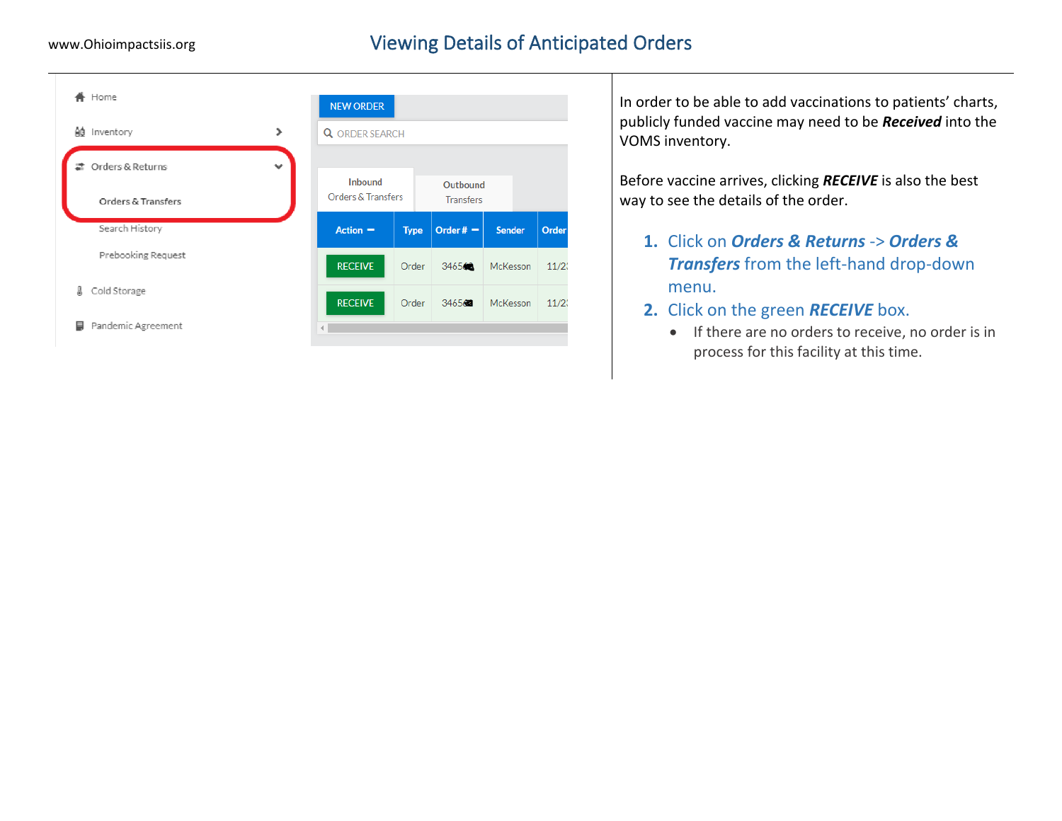# Viewing Details of Anticipated Orders

www.Ohioimpactsiis.org

- Home
- Inventory
- Orders & Returns
  - Orders & Transfers
  - Search History
  - Prebooking Request
- Cold Storage
- Pandemic Agreement

NEW ORDER

ORDER SEARCH

Inbound Orders & Transfers | Outbound Transfers

| Action | Type | Order # | Sender | Order |
|---|---|---|---|---|
| RECEIVE | Order | 3465 | McKesson | 11/2 |
| RECEIVE | Order | 3465 | McKesson | 11/2 |

In order to be able to add vaccinations to patients' charts, publicly funded vaccine may need to be ***Received*** into the VOMS inventory.

Before vaccine arrives, clicking ***RECEIVE*** is also the best way to see the details of the order.

1. Click on ***Orders & Returns*** -> ***Orders & Transfers*** from the left-hand drop-down menu.
2. Click on the green ***RECEIVE*** box.
   - If there are no orders to receive, no order is in process for this facility at this time.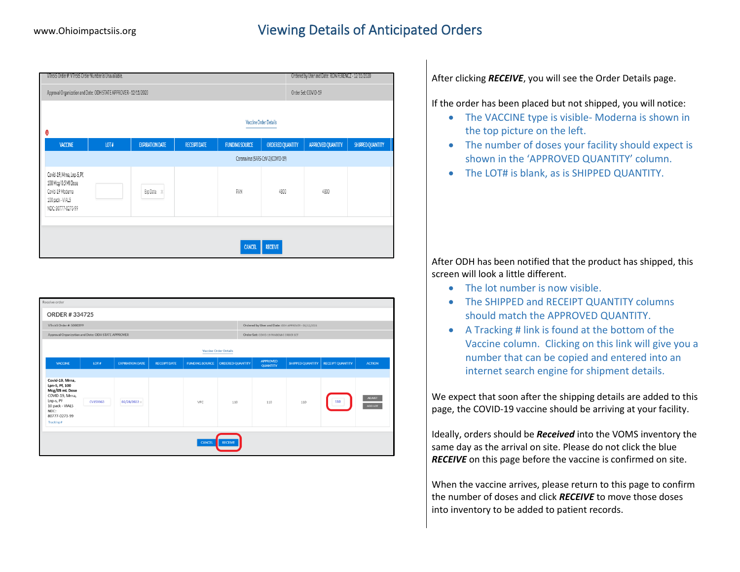www.Ohioimpactsiis.org

# Viewing Details of Anticipated Orders

VTrckS Order #: VTrckS Order Number is Unavailable.

Ordered by User and Date: RON FERENCZ - 12/11/2020

Approval Organization and Date: ODH STATE APPROVER - 12/11/2020

Order Set: COVID-19

Vaccine Order Details

| VACCINE | LOT# | EXPIRATION DATE | RECEIPT DATE | FUNDING SOURCE | ORDERED QUANTITY | APPROVED QUANTITY | SHIPPED QUANTITY |
|---|---|---|---|---|---|---|---|
| Coronavirus (SARS-CoV-2)(COVID-19) | | | | | | | |
| Covid-19, Mrna, Lnp-S, PF, 100 Mcg/0.5 Ml Dose Covid-19 Moderna 100 pack - VIALS NDC: 80777-0273-99 | | Exp Date | | PAN | 4800 | 4800 | |

CANCEL RECEIVE

After clicking ***RECEIVE***, you will see the Order Details page.

If the order has been placed but not shipped, you will notice:

- The VACCINE type is visible- Moderna is shown in the top picture on the left.
- The number of doses your facility should expect is shown in the 'APPROVED QUANTITY' column.
- The LOT# is blank, as is SHIPPED QUANTITY.

Receive order

ORDER # 334725

VTrckS Order #: 5080399

Ordered by User and Date: ODH APPROVER - 01/11/2021

Approval Organization and Date: ODH STATE APPROVER

Order Set: COVID-19 PANDEMIC ORDER SET

Vaccine Order Details

| VACCINE | LOT# | EXPIRATION DATE | RECEIPT DATE | FUNDING SOURCE | ORDERED QUANTITY | APPROVED QUANTITY | SHIPPED QUANTITY | RECEIPT QUANTITY | ACTION |
|---|---|---|---|---|---|---|---|---|---|
| Covid-19, Mrna, Lpn-S, Pf, 100 Mcg/05 mL Dose COVID-19, Mrna, Lnp-s, PF 10 pack - VIALS NDC: 80777-0273-99 Tracking # | CV159963 | 02/28/2022 | | VFC | 110 | 110 | 110 | 110 | ADJUST ADD LOT |

CANCEL RECEIVE

After ODH has been notified that the product has shipped, this screen will look a little different.

- The lot number is now visible.
- The SHIPPED and RECEIPT QUANTITY columns should match the APPROVED QUANTITY.
- A Tracking # link is found at the bottom of the Vaccine column. Clicking on this link will give you a number that can be copied and entered into an internet search engine for shipment details.

We expect that soon after the shipping details are added to this page, the COVID-19 vaccine should be arriving at your facility.

Ideally, orders should be ***Received*** into the VOMS inventory the same day as the arrival on site. Please do not click the blue ***RECEIVE*** on this page before the vaccine is confirmed on site.

When the vaccine arrives, please return to this page to confirm the number of doses and click ***RECEIVE*** to move those doses into inventory to be added to patient records.